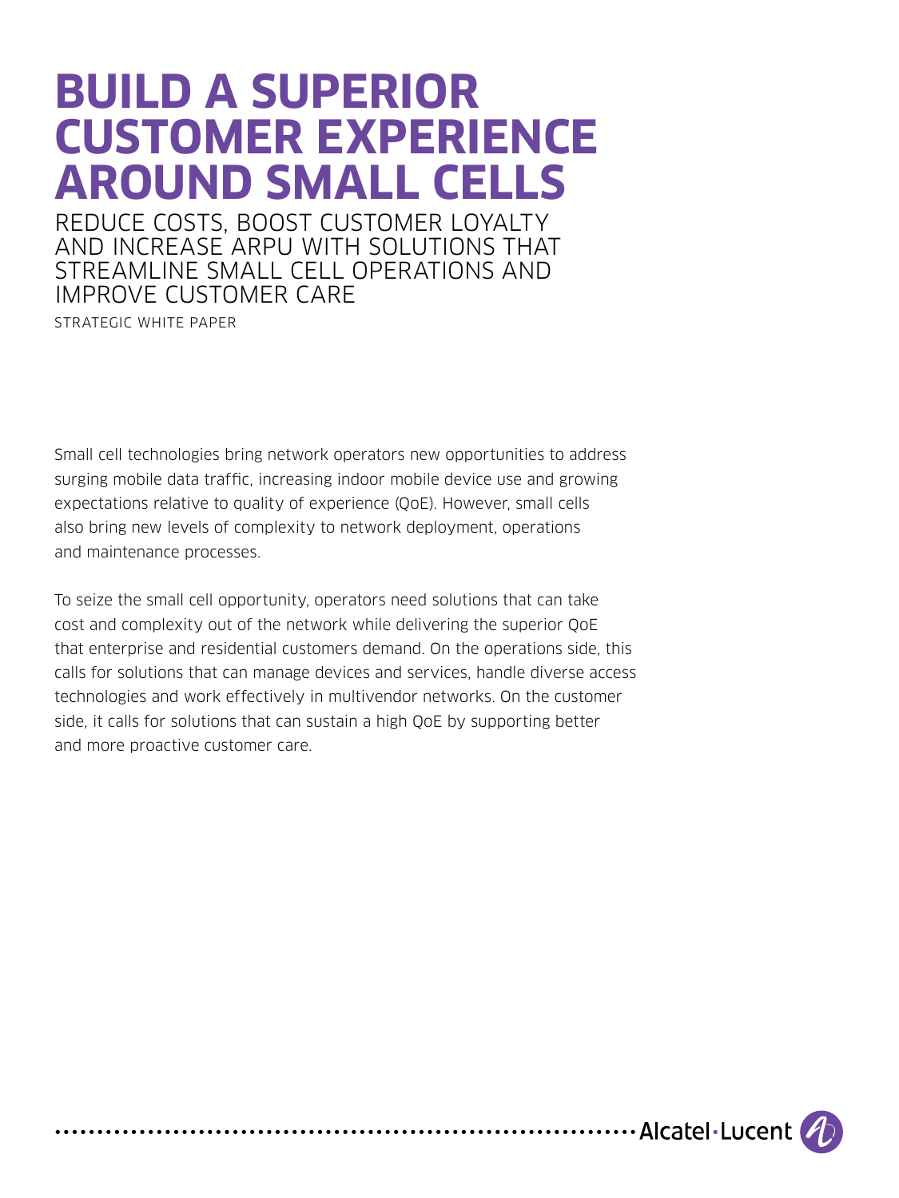# BUILD A SUPERIOR CUSTOMER EXPERIENCE AROUND SMALL CELLS

## REDUCE COSTS, BOOST CUSTOMER LOYALTY AND INCREASE ARPU WITH SOLUTIONS THAT STREAMLINE SMALL CELL OPERATIONS AND IMPROVE CUSTOMER CARE

STRATEGIC WHITE PAPER

Small cell technologies bring network operators new opportunities to address surging mobile data traffic, increasing indoor mobile device use and growing expectations relative to quality of experience (QoE). However, small cells also bring new levels of complexity to network deployment, operations and maintenance processes.

To seize the small cell opportunity, operators need solutions that can take cost and complexity out of the network while delivering the superior QoE that enterprise and residential customers demand. On the operations side, this calls for solutions that can manage devices and services, handle diverse access technologies and work effectively in multivendor networks. On the customer side, it calls for solutions that can sustain a high QoE by supporting better and more proactive customer care.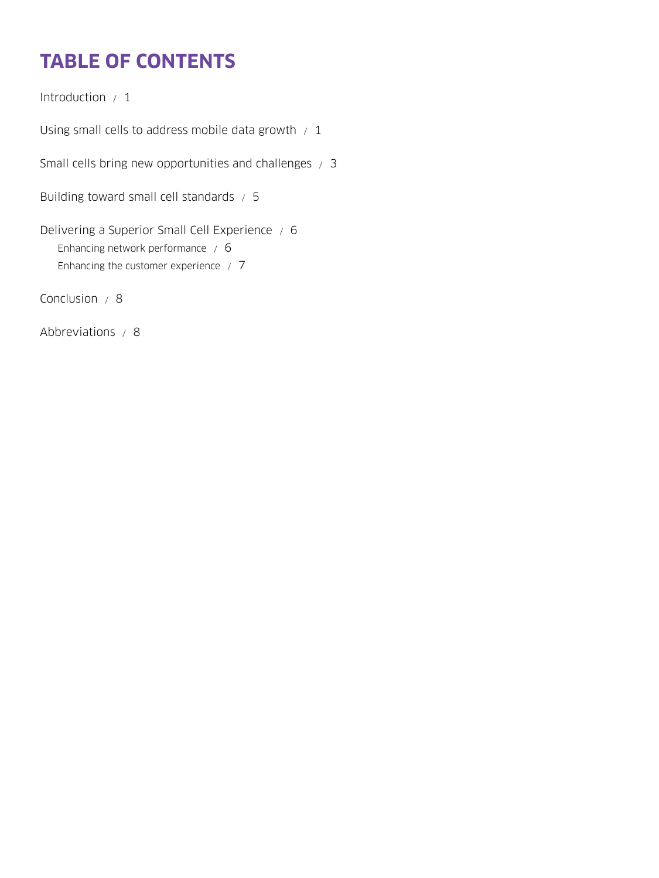# TABLE OF CONTENTS

Introduction / 1

Using small cells to address mobile data growth / 1

Small cells bring new opportunities and challenges / 3

Building toward small cell standards / 5

Delivering a Superior Small Cell Experience / 6
- Enhancing network performance / 6
- Enhancing the customer experience / 7

Conclusion / 8

Abbreviations / 8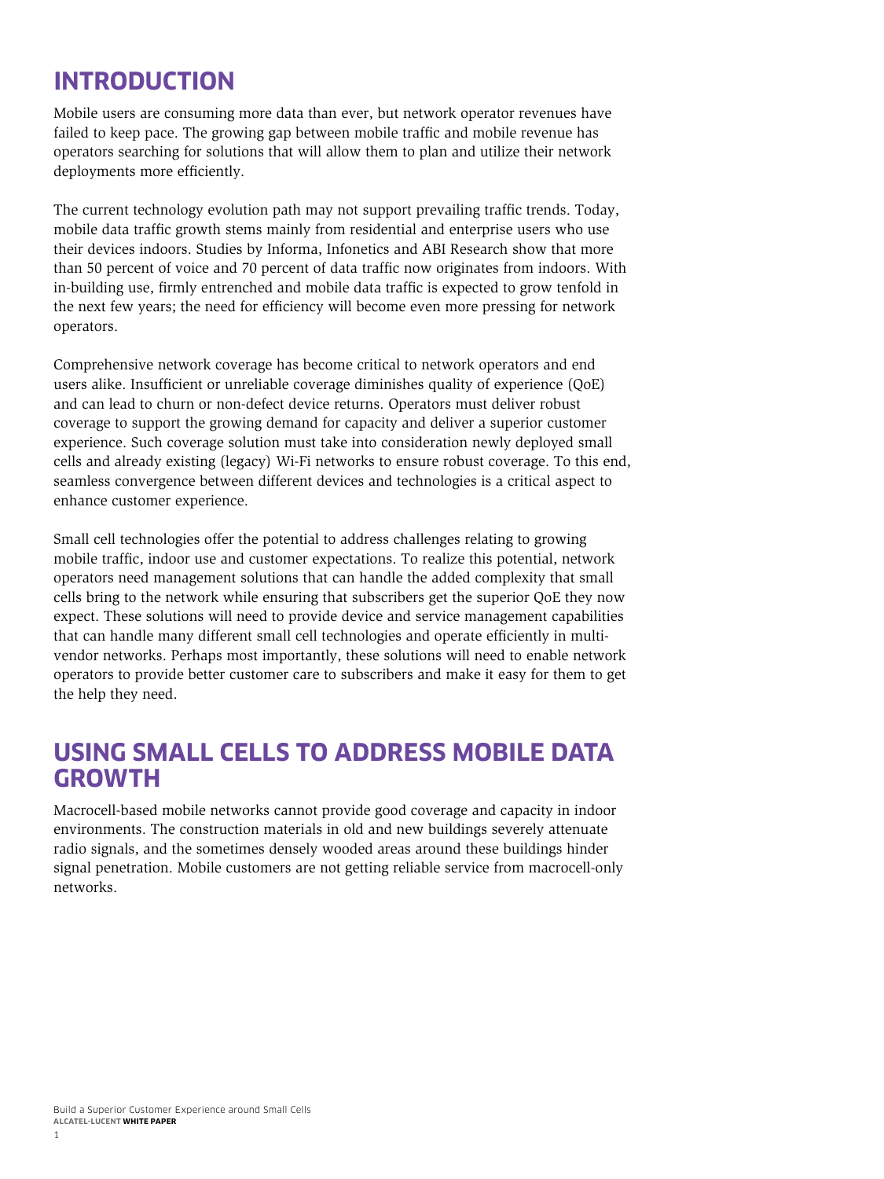# INTRODUCTION

Mobile users are consuming more data than ever, but network operator revenues have failed to keep pace. The growing gap between mobile traffic and mobile revenue has operators searching for solutions that will allow them to plan and utilize their network deployments more efficiently.

The current technology evolution path may not support prevailing traffic trends. Today, mobile data traffic growth stems mainly from residential and enterprise users who use their devices indoors. Studies by Informa, Infonetics and ABI Research show that more than 50 percent of voice and 70 percent of data traffic now originates from indoors. With in-building use, firmly entrenched and mobile data traffic is expected to grow tenfold in the next few years; the need for efficiency will become even more pressing for network operators.

Comprehensive network coverage has become critical to network operators and end users alike. Insufficient or unreliable coverage diminishes quality of experience (QoE) and can lead to churn or non-defect device returns. Operators must deliver robust coverage to support the growing demand for capacity and deliver a superior customer experience. Such coverage solution must take into consideration newly deployed small cells and already existing (legacy) Wi-Fi networks to ensure robust coverage. To this end, seamless convergence between different devices and technologies is a critical aspect to enhance customer experience.

Small cell technologies offer the potential to address challenges relating to growing mobile traffic, indoor use and customer expectations. To realize this potential, network operators need management solutions that can handle the added complexity that small cells bring to the network while ensuring that subscribers get the superior QoE they now expect. These solutions will need to provide device and service management capabilities that can handle many different small cell technologies and operate efficiently in multi-vendor networks. Perhaps most importantly, these solutions will need to enable network operators to provide better customer care to subscribers and make it easy for them to get the help they need.

# USING SMALL CELLS TO ADDRESS MOBILE DATA GROWTH

Macrocell-based mobile networks cannot provide good coverage and capacity in indoor environments. The construction materials in old and new buildings severely attenuate radio signals, and the sometimes densely wooded areas around these buildings hinder signal penetration. Mobile customers are not getting reliable service from macrocell-only networks.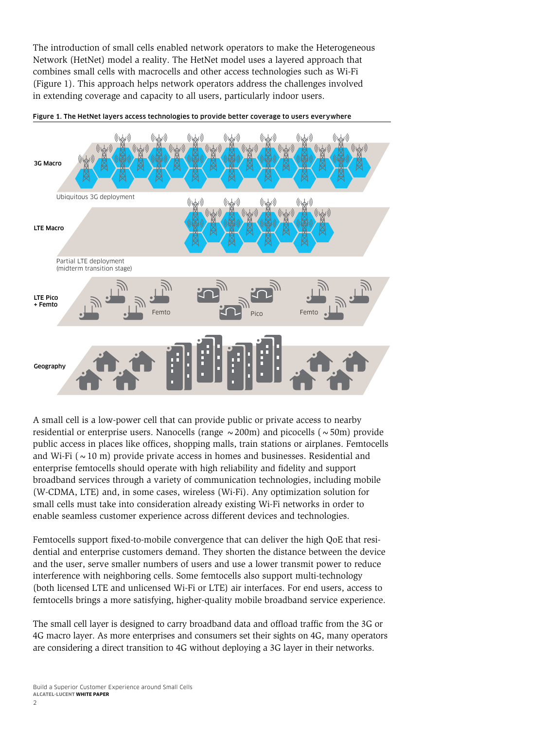The introduction of small cells enabled network operators to make the Heterogeneous Network (HetNet) model a reality. The HetNet model uses a layered approach that combines small cells with macrocells and other access technologies such as Wi-Fi (Figure 1). This approach helps network operators address the challenges involved in extending coverage and capacity to all users, particularly indoor users.

**Figure 1. The HetNet layers access technologies to provide better coverage to users everywhere**

A small cell is a low-power cell that can provide public or private access to nearby residential or enterprise users. Nanocells (range ~200m) and picocells (~50m) provide public access in places like offices, shopping malls, train stations or airplanes. Femtocells and Wi-Fi (~10 m) provide private access in homes and businesses. Residential and enterprise femtocells should operate with high reliability and fidelity and support broadband services through a variety of communication technologies, including mobile (W-CDMA, LTE) and, in some cases, wireless (Wi-Fi). Any optimization solution for small cells must take into consideration already existing Wi-Fi networks in order to enable seamless customer experience across different devices and technologies.

Femtocells support fixed-to-mobile convergence that can deliver the high QoE that residential and enterprise customers demand. They shorten the distance between the device and the user, serve smaller numbers of users and use a lower transmit power to reduce interference with neighboring cells. Some femtocells also support multi-technology (both licensed LTE and unlicensed Wi-Fi or LTE) air interfaces. For end users, access to femtocells brings a more satisfying, higher-quality mobile broadband service experience.

The small cell layer is designed to carry broadband data and offload traffic from the 3G or 4G macro layer. As more enterprises and consumers set their sights on 4G, many operators are considering a direct transition to 4G without deploying a 3G layer in their networks.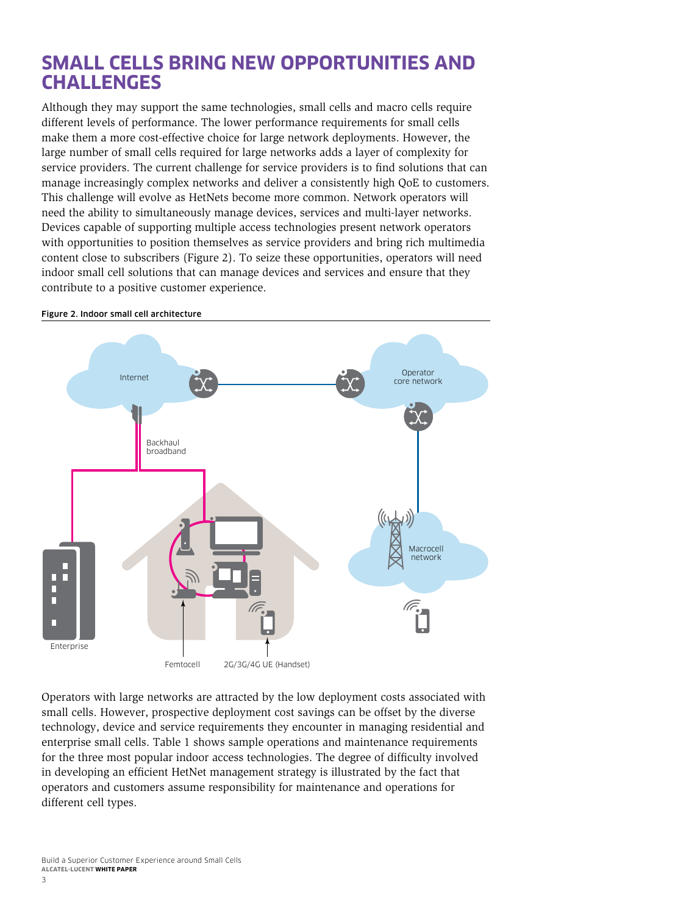# SMALL CELLS BRING NEW OPPORTUNITIES AND CHALLENGES

Although they may support the same technologies, small cells and macro cells require different levels of performance. The lower performance requirements for small cells make them a more cost-effective choice for large network deployments. However, the large number of small cells required for large networks adds a layer of complexity for service providers. The current challenge for service providers is to find solutions that can manage increasingly complex networks and deliver a consistently high QoE to customers. This challenge will evolve as HetNets become more common. Network operators will need the ability to simultaneously manage devices, services and multi-layer networks. Devices capable of supporting multiple access technologies present network operators with opportunities to position themselves as service providers and bring rich multimedia content close to subscribers (Figure 2). To seize these opportunities, operators will need indoor small cell solutions that can manage devices and services and ensure that they contribute to a positive customer experience.

**Figure 2. Indoor small cell architecture**

Operators with large networks are attracted by the low deployment costs associated with small cells. However, prospective deployment cost savings can be offset by the diverse technology, device and service requirements they encounter in managing residential and enterprise small cells. Table 1 shows sample operations and maintenance requirements for the three most popular indoor access technologies. The degree of difficulty involved in developing an efficient HetNet management strategy is illustrated by the fact that operators and customers assume responsibility for maintenance and operations for different cell types.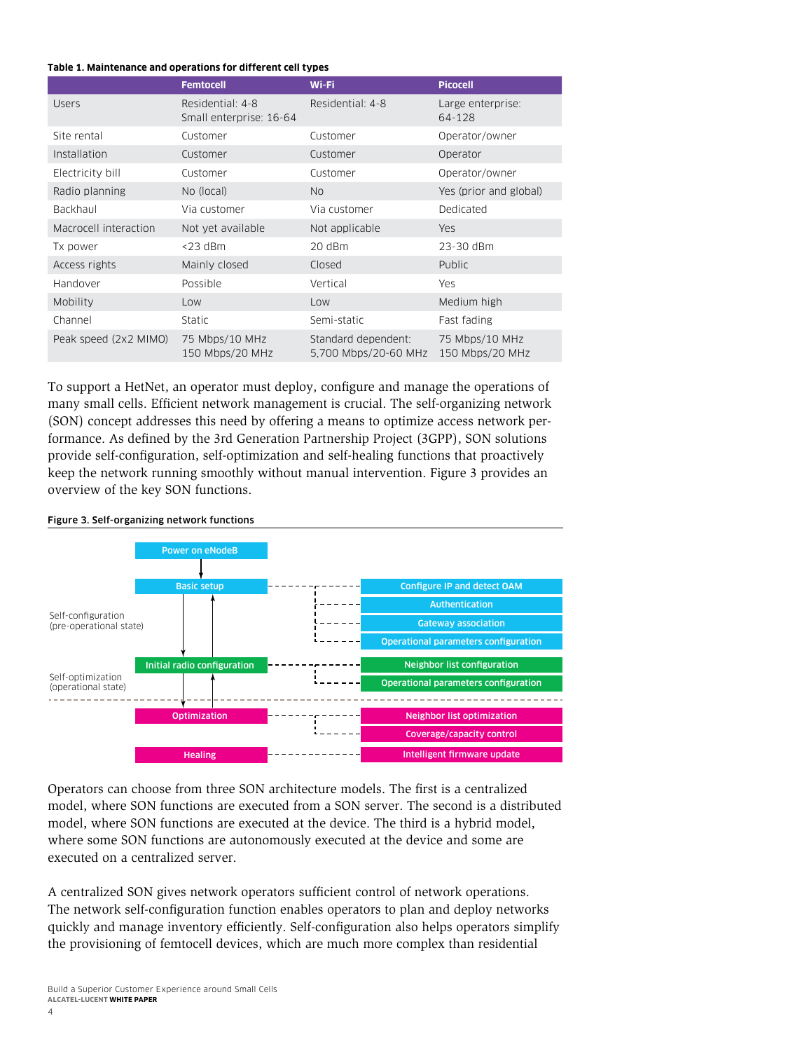**Table 1. Maintenance and operations for different cell types**

| | Femtocell | Wi-Fi | Picocell |
|---|---|---|---|
| Users | Residential: 4-8<br>Small enterprise: 16-64 | Residential: 4-8 | Large enterprise: 64-128 |
| Site rental | Customer | Customer | Operator/owner |
| Installation | Customer | Customer | Operator |
| Electricity bill | Customer | Customer | Operator/owner |
| Radio planning | No (local) | No | Yes (prior and global) |
| Backhaul | Via customer | Via customer | Dedicated |
| Macrocell interaction | Not yet available | Not applicable | Yes |
| Tx power | <23 dBm | 20 dBm | 23-30 dBm |
| Access rights | Mainly closed | Closed | Public |
| Handover | Possible | Vertical | Yes |
| Mobility | Low | Low | Medium high |
| Channel | Static | Semi-static | Fast fading |
| Peak speed (2x2 MIMO) | 75 Mbps/10 MHz<br>150 Mbps/20 MHz | Standard dependent:<br>5,700 Mbps/20-60 MHz | 75 Mbps/10 MHz<br>150 Mbps/20 MHz |

To support a HetNet, an operator must deploy, configure and manage the operations of many small cells. Efficient network management is crucial. The self-organizing network (SON) concept addresses this need by offering a means to optimize access network performance. As defined by the 3rd Generation Partnership Project (3GPP), SON solutions provide self-configuration, self-optimization and self-healing functions that proactively keep the network running smoothly without manual intervention. Figure 3 provides an overview of the key SON functions.

**Figure 3. Self-organizing network functions**

Self-configuration (pre-operational state)

- Power on eNodeB
- Basic setup
  - Configure IP and detect OAM
  - Authentication
  - Gateway association
  - Operational parameters configuration
- Initial radio configuration
  - Neighbor list configuration
  - Operational parameters configuration

Self-optimization (operational state)

- Optimization
  - Neighbor list optimization
  - Coverage/capacity control
- Healing
  - Intelligent firmware update

Operators can choose from three SON architecture models. The first is a centralized model, where SON functions are executed from a SON server. The second is a distributed model, where SON functions are executed at the device. The third is a hybrid model, where some SON functions are autonomously executed at the device and some are executed on a centralized server.

A centralized SON gives network operators sufficient control of network operations. The network self-configuration function enables operators to plan and deploy networks quickly and manage inventory efficiently. Self-configuration also helps operators simplify the provisioning of femtocell devices, which are much more complex than residential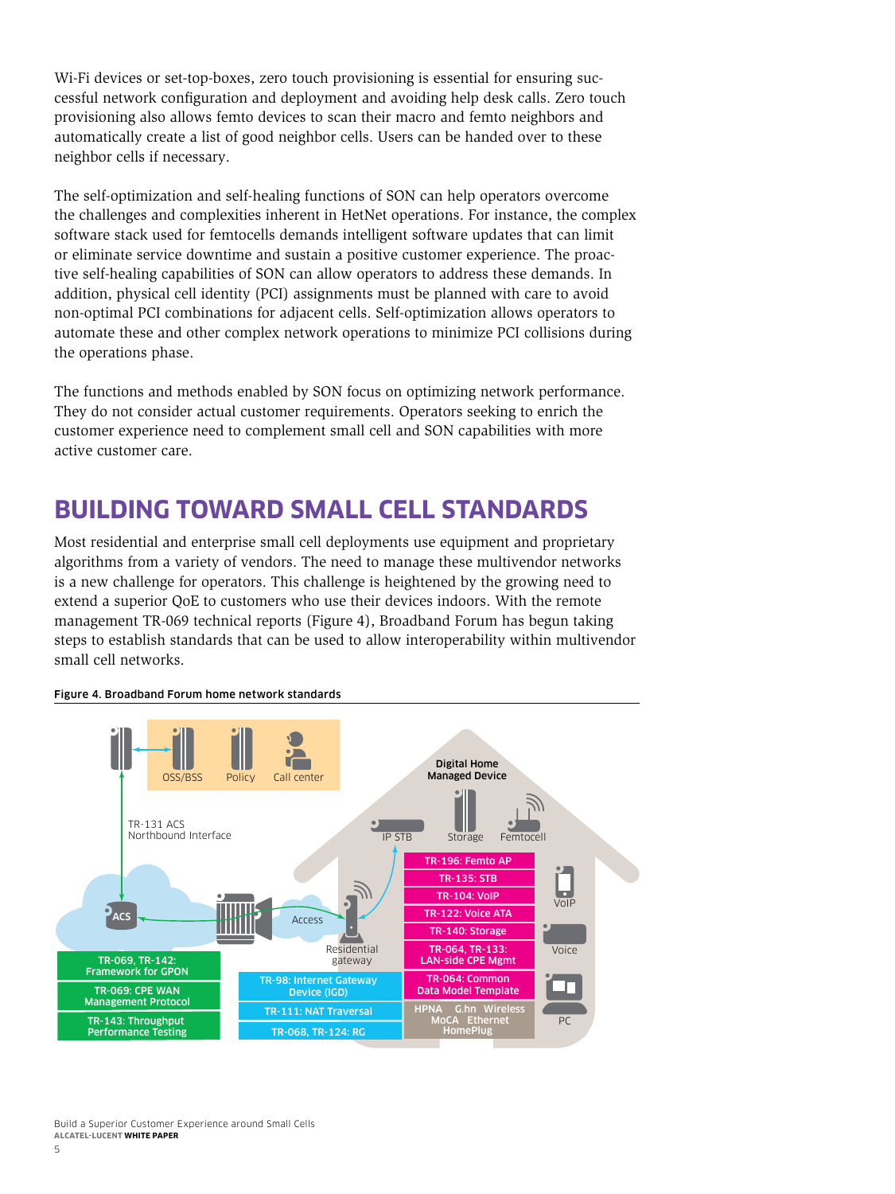Wi-Fi devices or set-top-boxes, zero touch provisioning is essential for ensuring successful network configuration and deployment and avoiding help desk calls. Zero touch provisioning also allows femto devices to scan their macro and femto neighbors and automatically create a list of good neighbor cells. Users can be handed over to these neighbor cells if necessary.

The self-optimization and self-healing functions of SON can help operators overcome the challenges and complexities inherent in HetNet operations. For instance, the complex software stack used for femtocells demands intelligent software updates that can limit or eliminate service downtime and sustain a positive customer experience. The proactive self-healing capabilities of SON can allow operators to address these demands. In addition, physical cell identity (PCI) assignments must be planned with care to avoid non-optimal PCI combinations for adjacent cells. Self-optimization allows operators to automate these and other complex network operations to minimize PCI collisions during the operations phase.

The functions and methods enabled by SON focus on optimizing network performance. They do not consider actual customer requirements. Operators seeking to enrich the customer experience need to complement small cell and SON capabilities with more active customer care.

## BUILDING TOWARD SMALL CELL STANDARDS

Most residential and enterprise small cell deployments use equipment and proprietary algorithms from a variety of vendors. The need to manage these multivendor networks is a new challenge for operators. This challenge is heightened by the growing need to extend a superior QoE to customers who use their devices indoors. With the remote management TR-069 technical reports (Figure 4), Broadband Forum has begun taking steps to establish standards that can be used to allow interoperability within multivendor small cell networks.

**Figure 4. Broadband Forum home network standards**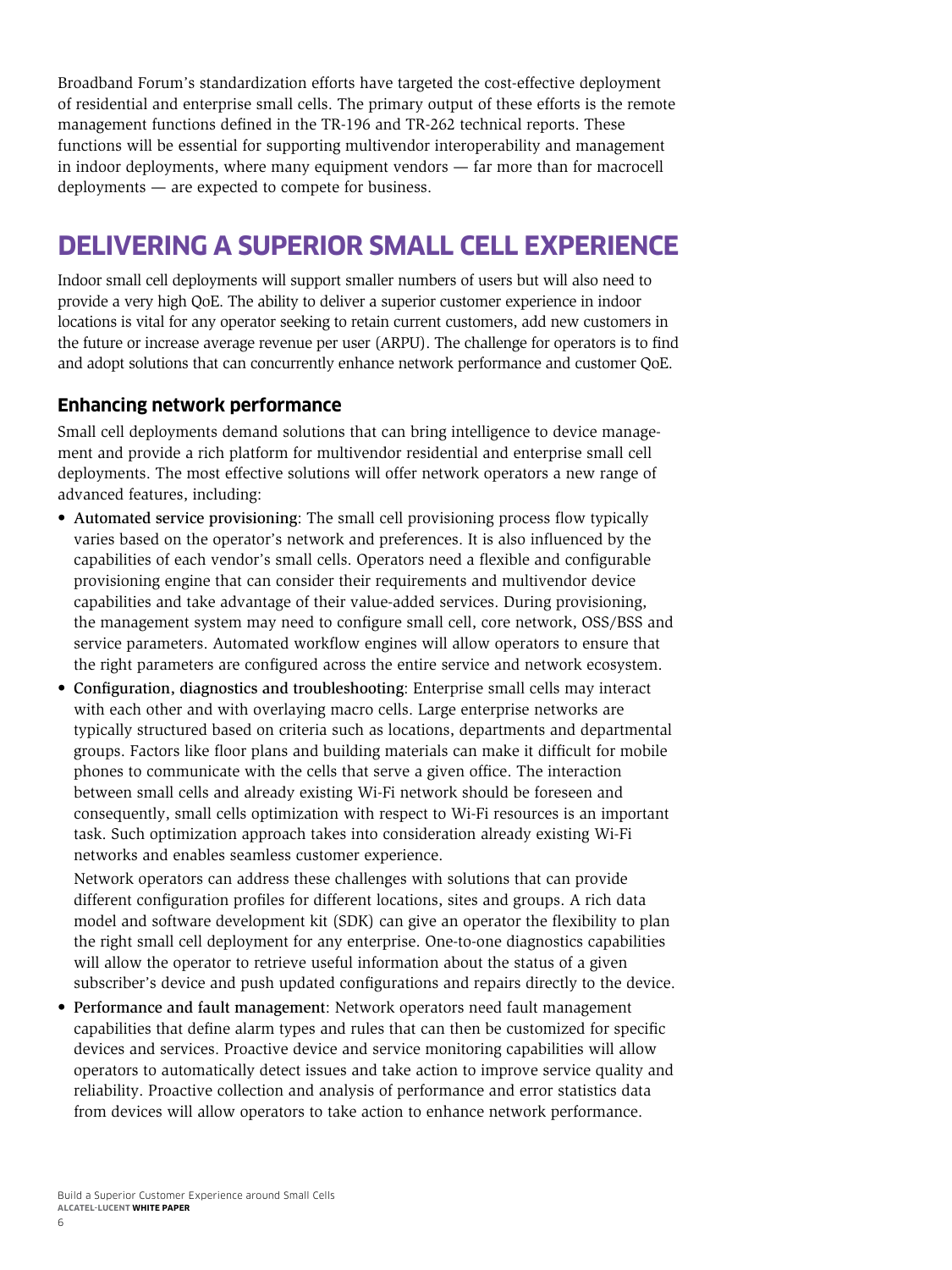Broadband Forum's standardization efforts have targeted the cost-effective deployment of residential and enterprise small cells. The primary output of these efforts is the remote management functions defined in the TR-196 and TR-262 technical reports. These functions will be essential for supporting multivendor interoperability and management in indoor deployments, where many equipment vendors — far more than for macrocell deployments — are expected to compete for business.

# DELIVERING A SUPERIOR SMALL CELL EXPERIENCE

Indoor small cell deployments will support smaller numbers of users but will also need to provide a very high QoE. The ability to deliver a superior customer experience in indoor locations is vital for any operator seeking to retain current customers, add new customers in the future or increase average revenue per user (ARPU). The challenge for operators is to find and adopt solutions that can concurrently enhance network performance and customer QoE.

## Enhancing network performance

Small cell deployments demand solutions that can bring intelligence to device management and provide a rich platform for multivendor residential and enterprise small cell deployments. The most effective solutions will offer network operators a new range of advanced features, including:

- Automated service provisioning: The small cell provisioning process flow typically varies based on the operator's network and preferences. It is also influenced by the capabilities of each vendor's small cells. Operators need a flexible and configurable provisioning engine that can consider their requirements and multivendor device capabilities and take advantage of their value-added services. During provisioning, the management system may need to configure small cell, core network, OSS/BSS and service parameters. Automated workflow engines will allow operators to ensure that the right parameters are configured across the entire service and network ecosystem.
- Configuration, diagnostics and troubleshooting: Enterprise small cells may interact with each other and with overlaying macro cells. Large enterprise networks are typically structured based on criteria such as locations, departments and departmental groups. Factors like floor plans and building materials can make it difficult for mobile phones to communicate with the cells that serve a given office. The interaction between small cells and already existing Wi-Fi network should be foreseen and consequently, small cells optimization with respect to Wi-Fi resources is an important task. Such optimization approach takes into consideration already existing Wi-Fi networks and enables seamless customer experience.

  Network operators can address these challenges with solutions that can provide different configuration profiles for different locations, sites and groups. A rich data model and software development kit (SDK) can give an operator the flexibility to plan the right small cell deployment for any enterprise. One-to-one diagnostics capabilities will allow the operator to retrieve useful information about the status of a given subscriber's device and push updated configurations and repairs directly to the device.
- Performance and fault management: Network operators need fault management capabilities that define alarm types and rules that can then be customized for specific devices and services. Proactive device and service monitoring capabilities will allow operators to automatically detect issues and take action to improve service quality and reliability. Proactive collection and analysis of performance and error statistics data from devices will allow operators to take action to enhance network performance.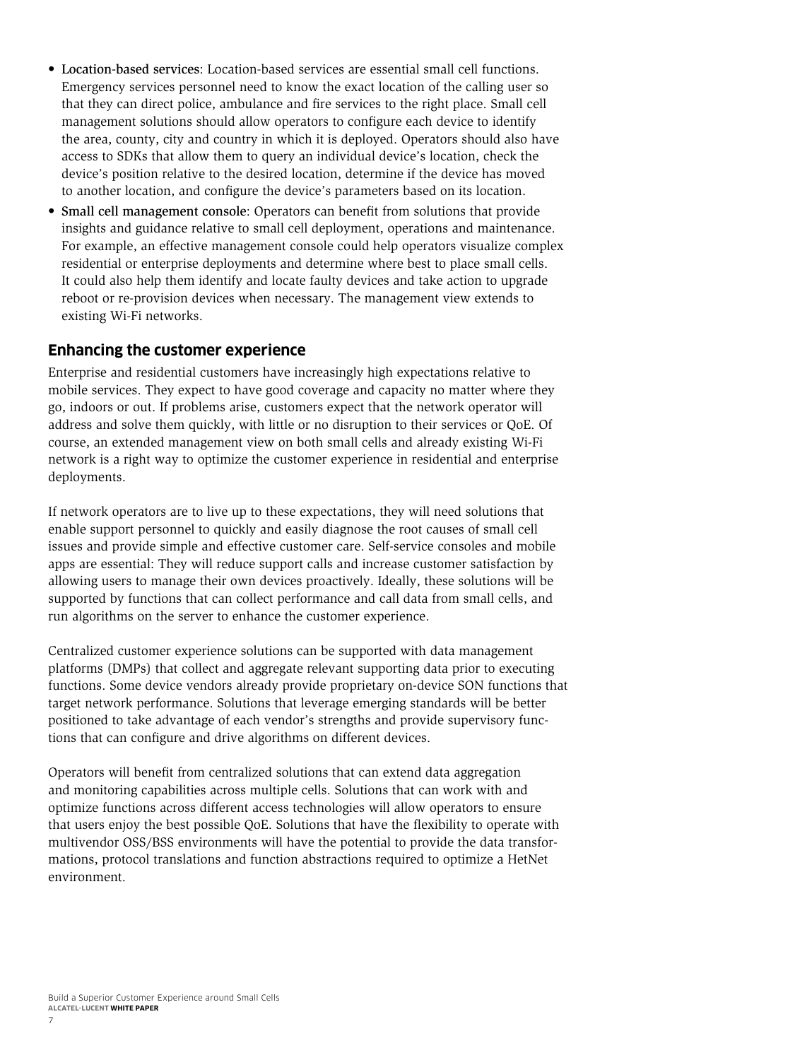- **Location-based services**: Location-based services are essential small cell functions. Emergency services personnel need to know the exact location of the calling user so that they can direct police, ambulance and fire services to the right place. Small cell management solutions should allow operators to configure each device to identify the area, county, city and country in which it is deployed. Operators should also have access to SDKs that allow them to query an individual device's location, check the device's position relative to the desired location, determine if the device has moved to another location, and configure the device's parameters based on its location.
- **Small cell management console**: Operators can benefit from solutions that provide insights and guidance relative to small cell deployment, operations and maintenance. For example, an effective management console could help operators visualize complex residential or enterprise deployments and determine where best to place small cells. It could also help them identify and locate faulty devices and take action to upgrade reboot or re-provision devices when necessary. The management view extends to existing Wi-Fi networks.

## Enhancing the customer experience

Enterprise and residential customers have increasingly high expectations relative to mobile services. They expect to have good coverage and capacity no matter where they go, indoors or out. If problems arise, customers expect that the network operator will address and solve them quickly, with little or no disruption to their services or QoE. Of course, an extended management view on both small cells and already existing Wi-Fi network is a right way to optimize the customer experience in residential and enterprise deployments.

If network operators are to live up to these expectations, they will need solutions that enable support personnel to quickly and easily diagnose the root causes of small cell issues and provide simple and effective customer care. Self-service consoles and mobile apps are essential: They will reduce support calls and increase customer satisfaction by allowing users to manage their own devices proactively. Ideally, these solutions will be supported by functions that can collect performance and call data from small cells, and run algorithms on the server to enhance the customer experience.

Centralized customer experience solutions can be supported with data management platforms (DMPs) that collect and aggregate relevant supporting data prior to executing functions. Some device vendors already provide proprietary on-device SON functions that target network performance. Solutions that leverage emerging standards will be better positioned to take advantage of each vendor's strengths and provide supervisory functions that can configure and drive algorithms on different devices.

Operators will benefit from centralized solutions that can extend data aggregation and monitoring capabilities across multiple cells. Solutions that can work with and optimize functions across different access technologies will allow operators to ensure that users enjoy the best possible QoE. Solutions that have the flexibility to operate with multivendor OSS/BSS environments will have the potential to provide the data transformations, protocol translations and function abstractions required to optimize a HetNet environment.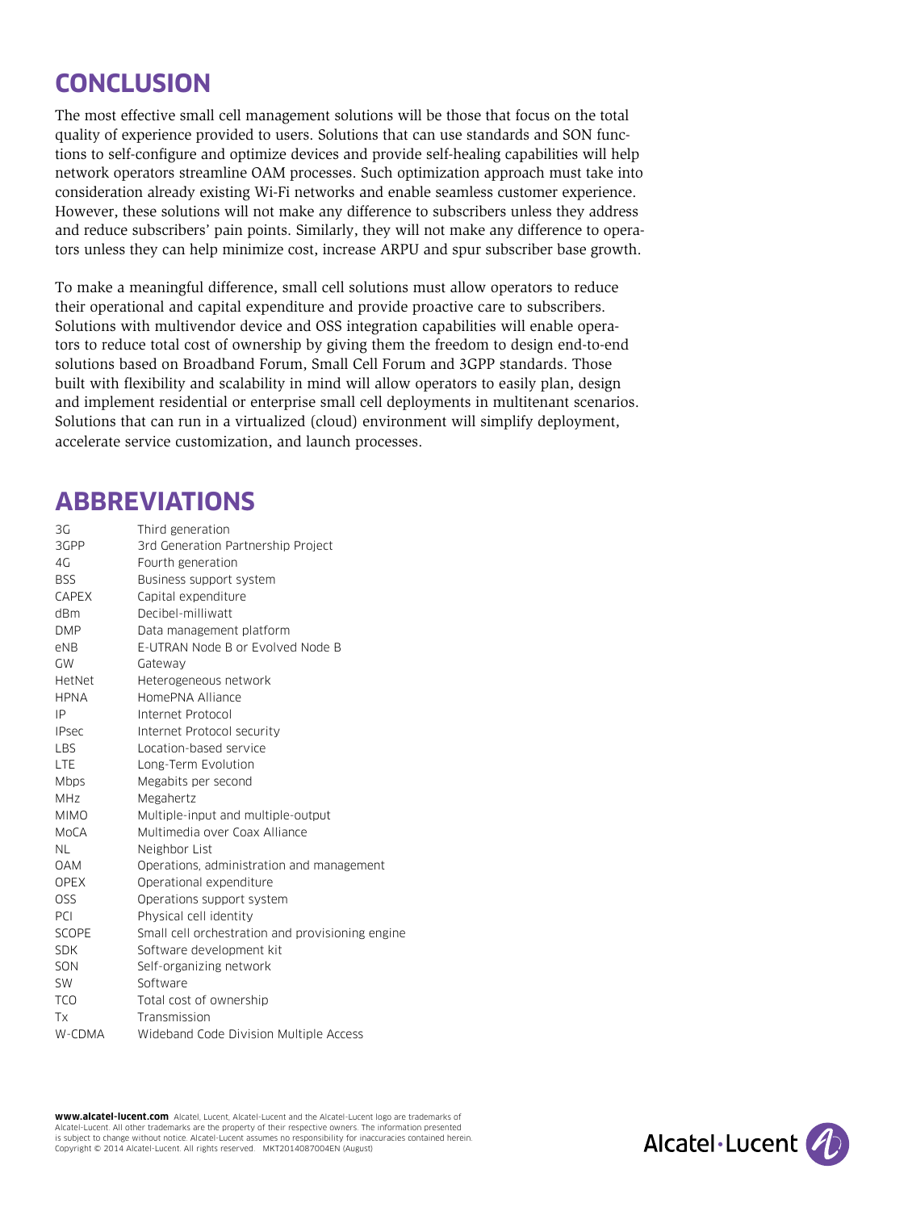## CONCLUSION

The most effective small cell management solutions will be those that focus on the total quality of experience provided to users. Solutions that can use standards and SON functions to self-configure and optimize devices and provide self-healing capabilities will help network operators streamline OAM processes. Such optimization approach must take into consideration already existing Wi-Fi networks and enable seamless customer experience. However, these solutions will not make any difference to subscribers unless they address and reduce subscribers' pain points. Similarly, they will not make any difference to operators unless they can help minimize cost, increase ARPU and spur subscriber base growth.

To make a meaningful difference, small cell solutions must allow operators to reduce their operational and capital expenditure and provide proactive care to subscribers. Solutions with multivendor device and OSS integration capabilities will enable operators to reduce total cost of ownership by giving them the freedom to design end-to-end solutions based on Broadband Forum, Small Cell Forum and 3GPP standards. Those built with flexibility and scalability in mind will allow operators to easily plan, design and implement residential or enterprise small cell deployments in multitenant scenarios. Solutions that can run in a virtualized (cloud) environment will simplify deployment, accelerate service customization, and launch processes.

## ABBREVIATIONS

| | |
|---|---|
| 3G | Third generation |
| 3GPP | 3rd Generation Partnership Project |
| 4G | Fourth generation |
| BSS | Business support system |
| CAPEX | Capital expenditure |
| dBm | Decibel-milliwatt |
| DMP | Data management platform |
| eNB | E-UTRAN Node B or Evolved Node B |
| GW | Gateway |
| HetNet | Heterogeneous network |
| HPNA | HomePNA Alliance |
| IP | Internet Protocol |
| IPsec | Internet Protocol security |
| LBS | Location-based service |
| LTE | Long-Term Evolution |
| Mbps | Megabits per second |
| MHz | Megahertz |
| MIMO | Multiple-input and multiple-output |
| MoCA | Multimedia over Coax Alliance |
| NL | Neighbor List |
| OAM | Operations, administration and management |
| OPEX | Operational expenditure |
| OSS | Operations support system |
| PCI | Physical cell identity |
| SCOPE | Small cell orchestration and provisioning engine |
| SDK | Software development kit |
| SON | Self-organizing network |
| SW | Software |
| TCO | Total cost of ownership |
| Tx | Transmission |
| W-CDMA | Wideband Code Division Multiple Access |

**www.alcatel-lucent.com** Alcatel, Lucent, Alcatel-Lucent and the Alcatel-Lucent logo are trademarks of Alcatel-Lucent. All other trademarks are the property of their respective owners. The information presented is subject to change without notice. Alcatel-Lucent assumes no responsibility for inaccuracies contained herein. Copyright © 2014 Alcatel-Lucent. All rights reserved. MKT2014087004EN (August)